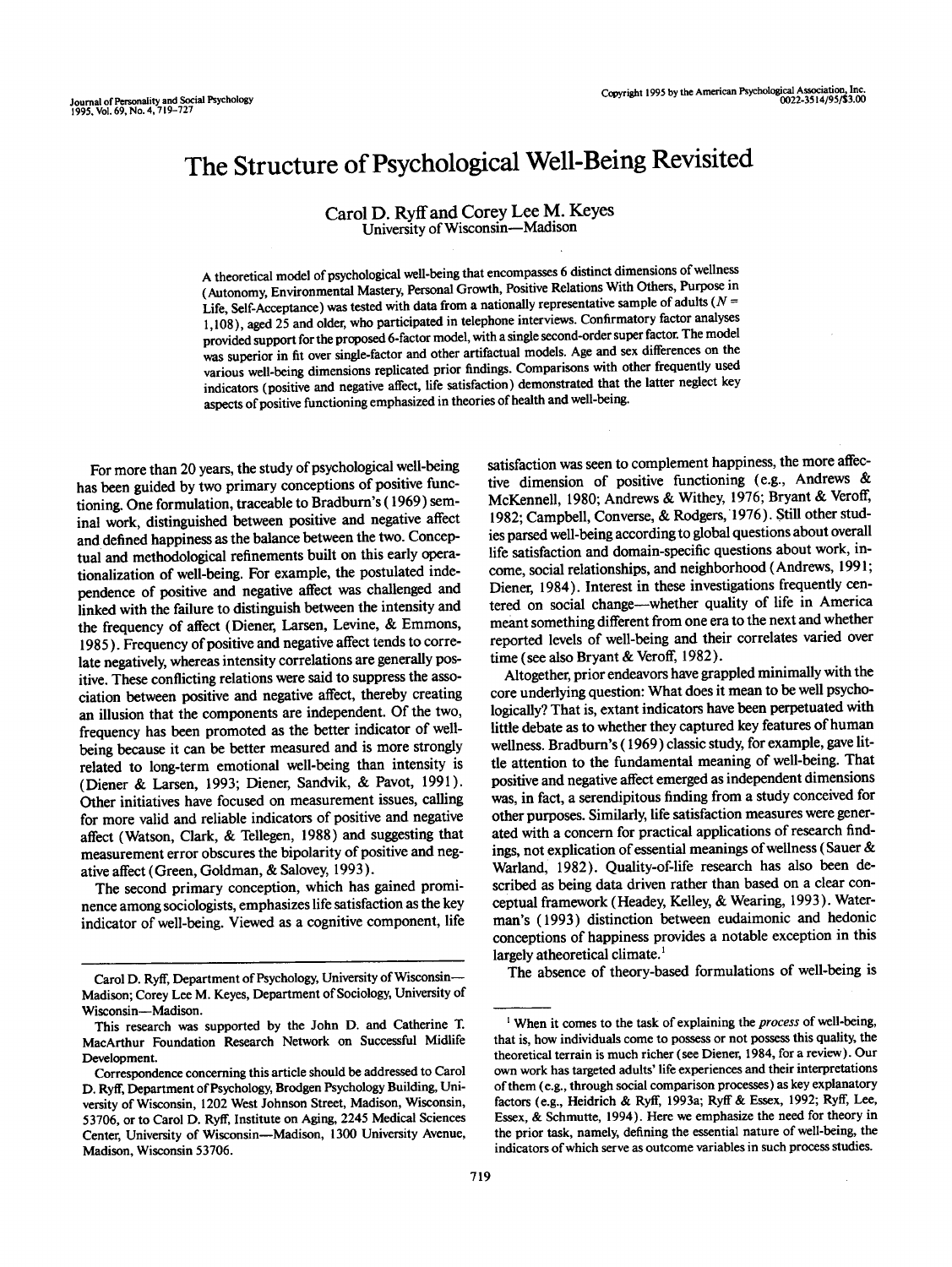# The Structure of Psychological Well-Being Revisited

Carol D. Ryff and Corey Lee M. Keyes
University of Wisconsin—Madison

A theoretical model of psychological well-being that encompasses 6 distinct dimensions of wellness (Autonomy, Environmental Mastery, Personal Growth, Positive Relations With Others, Purpose in Life, Self-Acceptance) was tested with data from a nationally representative sample of adults ($N$ = 1,108), aged 25 and older, who participated in telephone interviews. Confirmatory factor analyses provided support for the proposed 6-factor model, with a single second-order super factor. The model was superior in fit over single-factor and other artifactual models. Age and sex differences on the various well-being dimensions replicated prior findings. Comparisons with other frequently used indicators (positive and negative affect, life satisfaction) demonstrated that the latter neglect key aspects of positive functioning emphasized in theories of health and well-being.

For more than 20 years, the study of psychological well-being has been guided by two primary conceptions of positive functioning. One formulation, traceable to Bradburn's (1969) seminal work, distinguished between positive and negative affect and defined happiness as the balance between the two. Conceptual and methodological refinements built on this early operationalization of well-being. For example, the postulated independence of positive and negative affect was challenged and linked with the failure to distinguish between the intensity and the frequency of affect (Diener, Larsen, Levine, & Emmons, 1985). Frequency of positive and negative affect tends to correlate negatively, whereas intensity correlations are generally positive. These conflicting relations were said to suppress the association between positive and negative affect, thereby creating an illusion that the components are independent. Of the two, frequency has been promoted as the better indicator of well-being because it can be better measured and is more strongly related to long-term emotional well-being than intensity is (Diener & Larsen, 1993; Diener, Sandvik, & Pavot, 1991). Other initiatives have focused on measurement issues, calling for more valid and reliable indicators of positive and negative affect (Watson, Clark, & Tellegen, 1988) and suggesting that measurement error obscures the bipolarity of positive and negative affect (Green, Goldman, & Salovey, 1993).

The second primary conception, which has gained prominence among sociologists, emphasizes life satisfaction as the key indicator of well-being. Viewed as a cognitive component, life satisfaction was seen to complement happiness, the more affective dimension of positive functioning (e.g., Andrews & McKennell, 1980; Andrews & Withey, 1976; Bryant & Veroff, 1982; Campbell, Converse, & Rodgers, 1976). Still other studies parsed well-being according to global questions about overall life satisfaction and domain-specific questions about work, income, social relationships, and neighborhood (Andrews, 1991; Diener, 1984). Interest in these investigations frequently centered on social change—whether quality of life in America meant something different from one era to the next and whether reported levels of well-being and their correlates varied over time (see also Bryant & Veroff, 1982).

Altogether, prior endeavors have grappled minimally with the core underlying question: What does it mean to be well psychologically? That is, extant indicators have been perpetuated with little debate as to whether they captured key features of human wellness. Bradburn's (1969) classic study, for example, gave little attention to the fundamental meaning of well-being. That positive and negative affect emerged as independent dimensions was, in fact, a serendipitous finding from a study conceived for other purposes. Similarly, life satisfaction measures were generated with a concern for practical applications of research findings, not explication of essential meanings of wellness (Sauer & Warland, 1982). Quality-of-life research has also been described as being data driven rather than based on a clear conceptual framework (Headey, Kelley, & Wearing, 1993). Waterman's (1993) distinction between eudaimonic and hedonic conceptions of happiness provides a notable exception in this largely atheoretical climate.[1]

The absence of theory-based formulations of well-being is

---

Carol D. Ryff, Department of Psychology, University of Wisconsin—Madison; Corey Lee M. Keyes, Department of Sociology, University of Wisconsin—Madison.

This research was supported by the John D. and Catherine T. MacArthur Foundation Research Network on Successful Midlife Development.

Correspondence concerning this article should be addressed to Carol D. Ryff, Department of Psychology, Brodgen Psychology Building, University of Wisconsin, 1202 West Johnson Street, Madison, Wisconsin, 53706, or to Carol D. Ryff, Institute on Aging, 2245 Medical Sciences Center, University of Wisconsin—Madison, 1300 University Avenue, Madison, Wisconsin 53706.

[1] When it comes to the task of explaining the *process* of well-being, that is, how individuals come to possess or not possess this quality, the theoretical terrain is much richer (see Diener, 1984, for a review). Our own work has targeted adults' life experiences and their interpretations of them (e.g., through social comparison processes) as key explanatory factors (e.g., Heidrich & Ryff, 1993a; Ryff & Essex, 1992; Ryff, Lee, Essex, & Schmutte, 1994). Here we emphasize the need for theory in the prior task, namely, defining the essential nature of well-being, the indicators of which serve as outcome variables in such process studies.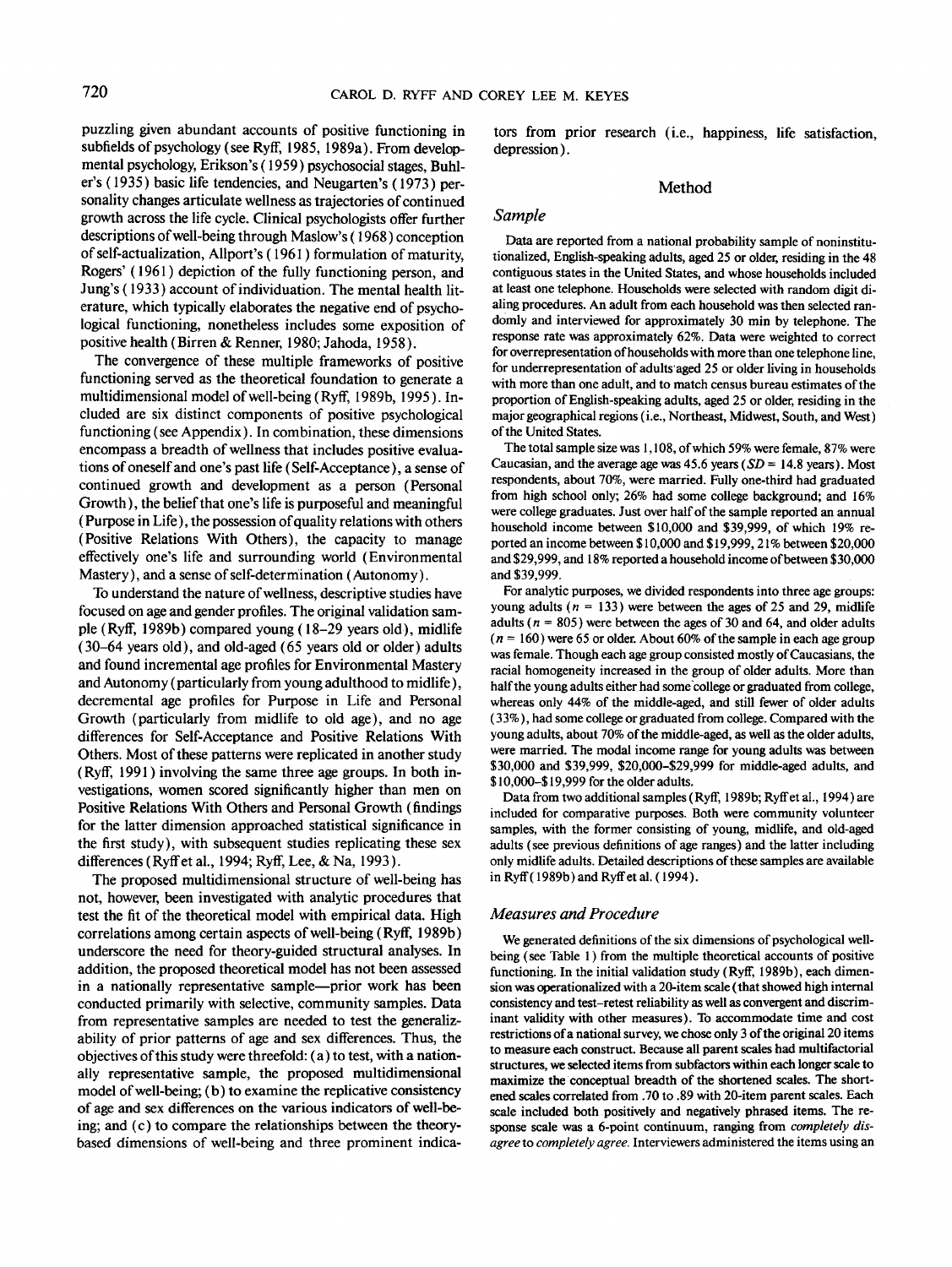puzzling given abundant accounts of positive functioning in subfields of psychology (see Ryff, 1985, 1989a). From developmental psychology, Erikson's (1959) psychosocial stages, Buhler's (1935) basic life tendencies, and Neugarten's (1973) personality changes articulate wellness as trajectories of continued growth across the life cycle. Clinical psychologists offer further descriptions of well-being through Maslow's (1968) conception of self-actualization, Allport's (1961) formulation of maturity, Rogers' (1961) depiction of the fully functioning person, and Jung's (1933) account of individuation. The mental health literature, which typically elaborates the negative end of psychological functioning, nonetheless includes some exposition of positive health (Birren & Renner, 1980; Jahoda, 1958).

The convergence of these multiple frameworks of positive functioning served as the theoretical foundation to generate a multidimensional model of well-being (Ryff, 1989b, 1995). Included are six distinct components of positive psychological functioning (see Appendix). In combination, these dimensions encompass a breadth of wellness that includes positive evaluations of oneself and one's past life (Self-Acceptance), a sense of continued growth and development as a person (Personal Growth), the belief that one's life is purposeful and meaningful (Purpose in Life), the possession of quality relations with others (Positive Relations With Others), the capacity to manage effectively one's life and surrounding world (Environmental Mastery), and a sense of self-determination (Autonomy).

To understand the nature of wellness, descriptive studies have focused on age and gender profiles. The original validation sample (Ryff, 1989b) compared young (18–29 years old), midlife (30–64 years old), and old-aged (65 years old or older) adults and found incremental age profiles for Environmental Mastery and Autonomy (particularly from young adulthood to midlife), decremental age profiles for Purpose in Life and Personal Growth (particularly from midlife to old age), and no age differences for Self-Acceptance and Positive Relations With Others. Most of these patterns were replicated in another study (Ryff, 1991) involving the same three age groups. In both investigations, women scored significantly higher than men on Positive Relations With Others and Personal Growth (findings for the latter dimension approached statistical significance in the first study), with subsequent studies replicating these sex differences (Ryff et al., 1994; Ryff, Lee, & Na, 1993).

The proposed multidimensional structure of well-being has not, however, been investigated with analytic procedures that test the fit of the theoretical model with empirical data. High correlations among certain aspects of well-being (Ryff, 1989b) underscore the need for theory-guided structural analyses. In addition, the proposed theoretical model has not been assessed in a nationally representative sample—prior work has been conducted primarily with selective, community samples. Data from representative samples are needed to test the generalizability of prior patterns of age and sex differences. Thus, the objectives of this study were threefold: (a) to test, with a nationally representative sample, the proposed multidimensional model of well-being; (b) to examine the replicative consistency of age and sex differences on the various indicators of well-being; and (c) to compare the relationships between the theory-based dimensions of well-being and three prominent indicators from prior research (i.e., happiness, life satisfaction, depression).

## Method

### Sample

Data are reported from a national probability sample of noninstitutionalized, English-speaking adults, aged 25 or older, residing in the 48 contiguous states in the United States, and whose households included at least one telephone. Households were selected with random digit dialing procedures. An adult from each household was then selected randomly and interviewed for approximately 30 min by telephone. The response rate was approximately 62%. Data were weighted to correct for overrepresentation of households with more than one telephone line, for underrepresentation of adults aged 25 or older living in households with more than one adult, and to match census bureau estimates of the proportion of English-speaking adults, aged 25 or older, residing in the major geographical regions (i.e., Northeast, Midwest, South, and West) of the United States.

The total sample size was 1,108, of which 59% were female, 87% were Caucasian, and the average age was 45.6 years ($SD$ = 14.8 years). Most respondents, about 70%, were married. Fully one-third had graduated from high school only; 26% had some college background; and 16% were college graduates. Just over half of the sample reported an annual household income between $10,000 and $39,999, of which 19% reported an income between $10,000 and $19,999, 21% between $20,000 and $29,999, and 18% reported a household income of between $30,000 and $39,999.

For analytic purposes, we divided respondents into three age groups: young adults ($n$ = 133) were between the ages of 25 and 29, midlife adults ($n$ = 805) were between the ages of 30 and 64, and older adults ($n$ = 160) were 65 or older. About 60% of the sample in each age group was female. Though each age group consisted mostly of Caucasians, the racial homogeneity increased in the group of older adults. More than half the young adults either had some college or graduated from college, whereas only 44% of the middle-aged, and still fewer of older adults (33%), had some college or graduated from college. Compared with the young adults, about 70% of the middle-aged, as well as the older adults, were married. The modal income range for young adults was between $30,000 and $39,999, $20,000–$29,999 for middle-aged adults, and $10,000–$19,999 for the older adults.

Data from two additional samples (Ryff, 1989b; Ryff et al., 1994) are included for comparative purposes. Both were community volunteer samples, with the former consisting of young, midlife, and old-aged adults (see previous definitions of age ranges) and the latter including only midlife adults. Detailed descriptions of these samples are available in Ryff (1989b) and Ryff et al. (1994).

### Measures and Procedure

We generated definitions of the six dimensions of psychological well-being (see Table 1) from the multiple theoretical accounts of positive functioning. In the initial validation study (Ryff, 1989b), each dimension was operationalized with a 20-item scale (that showed high internal consistency and test–retest reliability as well as convergent and discriminant validity with other measures). To accommodate time and cost restrictions of a national survey, we chose only 3 of the original 20 items to measure each construct. Because all parent scales had multifactorial structures, we selected items from subfactors within each longer scale to maximize the conceptual breadth of the shortened scales. The shortened scales correlated from .70 to .89 with 20-item parent scales. Each scale included both positively and negatively phrased items. The response scale was a 6-point continuum, ranging from *completely disagree* to *completely agree.* Interviewers administered the items using an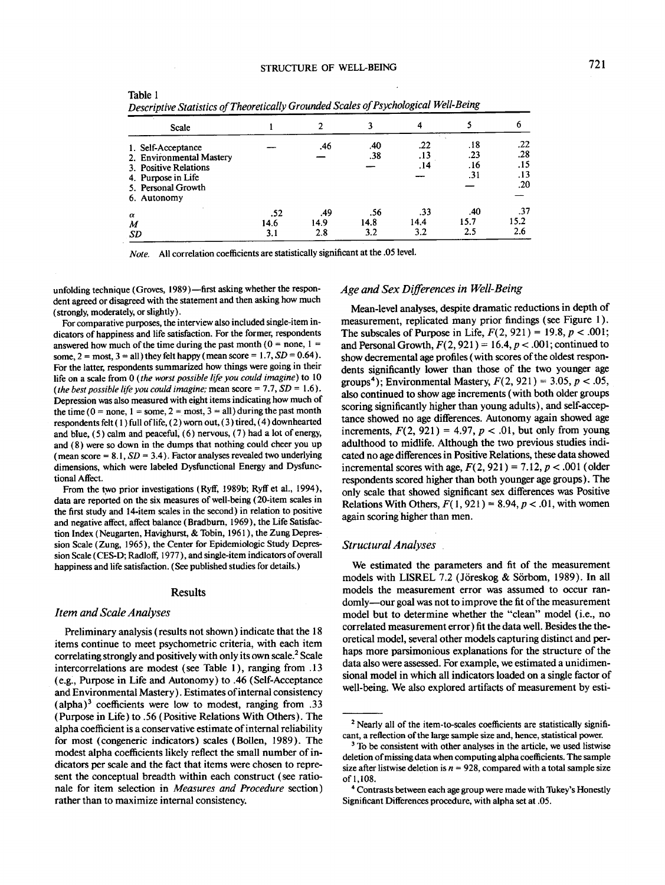Table 1

*Descriptive Statistics of Theoretically Grounded Scales of Psychological Well-Being*

| Scale | 1 | 2 | 3 | 4 | 5 | 6 |
|---|---|---|---|---|---|---|
| 1. Self-Acceptance | — | .46 | .40 | .22 | .18 | .22 |
| 2. Environmental Mastery | | — | .38 | .13 | .23 | .28 |
| 3. Positive Relations | | | — | .14 | .16 | .15 |
| 4. Purpose in Life | | | | — | .31 | .13 |
| 5. Personal Growth | | | | | — | .20 |
| 6. Autonomy | | | | | | — |
| $\alpha$ | .52 | .49 | .56 | .33 | .40 | .37 |
| $M$ | 14.6 | 14.9 | 14.8 | 14.4 | 15.7 | 15.2 |
| $SD$ | 3.1 | 2.8 | 3.2 | 3.2 | 2.5 | 2.6 |

*Note.* All correlation coefficients are statistically significant at the .05 level.

unfolding technique (Groves, 1989)—first asking whether the respondent agreed or disagreed with the statement and then asking how much (strongly, moderately, or slightly).

For comparative purposes, the interview also included single-item indicators of happiness and life satisfaction. For the former, respondents answered how much of the time during the past month (0 = none, 1 = some, 2 = most, 3 = all) they felt happy (mean score = 1.7, $SD$ = 0.64). For the latter, respondents summarized how things were going in their life on a scale from 0 (*the worst possible life you could imagine*) to 10 (*the best possible life you could imagine;* mean score = 7.7, $SD$ = 1.6). Depression was also measured with eight items indicating how much of the time (0 = none, 1 = some, 2 = most, 3 = all) during the past month respondents felt (1) full of life, (2) worn out, (3) tired, (4) downhearted and blue, (5) calm and peaceful, (6) nervous, (7) had a lot of energy, and (8) were so down in the dumps that nothing could cheer you up (mean score = 8.1, $SD$ = 3.4). Factor analyses revealed two underlying dimensions, which were labeled Dysfunctional Energy and Dysfunctional Affect.

From the two prior investigations (Ryff, 1989b; Ryff et al., 1994), data are reported on the six measures of well-being (20-item scales in the first study and 14-item scales in the second) in relation to positive and negative affect, affect balance (Bradburn, 1969), the Life Satisfaction Index (Neugarten, Havighurst, & Tobin, 1961), the Zung Depression Scale (Zung, 1965), the Center for Epidemiologic Study Depression Scale (CES-D; Radloff, 1977), and single-item indicators of overall happiness and life satisfaction. (See published studies for details.)

## Results

### *Item and Scale Analyses*

Preliminary analysis (results not shown) indicate that the 18 items continue to meet psychometric criteria, with each item correlating strongly and positively with only its own scale.[2] Scale intercorrelations are modest (see Table 1), ranging from .13 (e.g., Purpose in Life and Autonomy) to .46 (Self-Acceptance and Environmental Mastery). Estimates of internal consistency (alpha)[3] coefficients were low to modest, ranging from .33 (Purpose in Life) to .56 (Positive Relations With Others). The alpha coefficient is a conservative estimate of internal reliability for most (congeneric indicators) scales (Bollen, 1989). The modest alpha coefficients likely reflect the small number of indicators per scale and the fact that items were chosen to represent the conceptual breadth within each construct (see rationale for item selection in *Measures and Procedure* section) rather than to maximize internal consistency.

### *Age and Sex Differences in Well-Being*

Mean-level analyses, despite dramatic reductions in depth of measurement, replicated many prior findings (see Figure 1). The subscales of Purpose in Life, $F(2, 921) = 19.8, p < .001$; and Personal Growth, $F(2, 921) = 16.4, p < .001$; continued to show decremental age profiles (with scores of the oldest respondents significantly lower than those of the two younger age groups[4]); Environmental Mastery, $F(2, 921) = 3.05, p < .05$, also continued to show age increments (with both older groups scoring significantly higher than young adults), and self-acceptance showed no age differences. Autonomy again showed age increments, $F(2, 921) = 4.97, p < .01$, but only from young adulthood to midlife. Although the two previous studies indicated no age differences in Positive Relations, these data showed incremental scores with age, $F(2, 921) = 7.12, p < .001$ (older respondents scored higher than both younger age groups). The only scale that showed significant sex differences was Positive Relations With Others, $F(1, 921) = 8.94, p < .01$, with women again scoring higher than men.

### *Structural Analyses*

We estimated the parameters and fit of the measurement models with LISREL 7.2 (Jöreskog & Sörbom, 1989). In all models the measurement error was assumed to occur randomly—our goal was not to improve the fit of the measurement model but to determine whether the "clean" model (i.e., no correlated measurement error) fit the data well. Besides the theoretical model, several other models capturing distinct and perhaps more parsimonious explanations for the structure of the data also were assessed. For example, we estimated a unidimensional model in which all indicators loaded on a single factor of well-being. We also explored artifacts of measurement by esti-

---

[2] Nearly all of the item-to-scales coefficients are statistically significant, a reflection of the large sample size and, hence, statistical power.

[3] To be consistent with other analyses in the article, we used listwise deletion of missing data when computing alpha coefficients. The sample size after listwise deletion is $n$ = 928, compared with a total sample size of 1,108.

[4] Contrasts between each age group were made with Tukey's Honestly Significant Differences procedure, with alpha set at .05.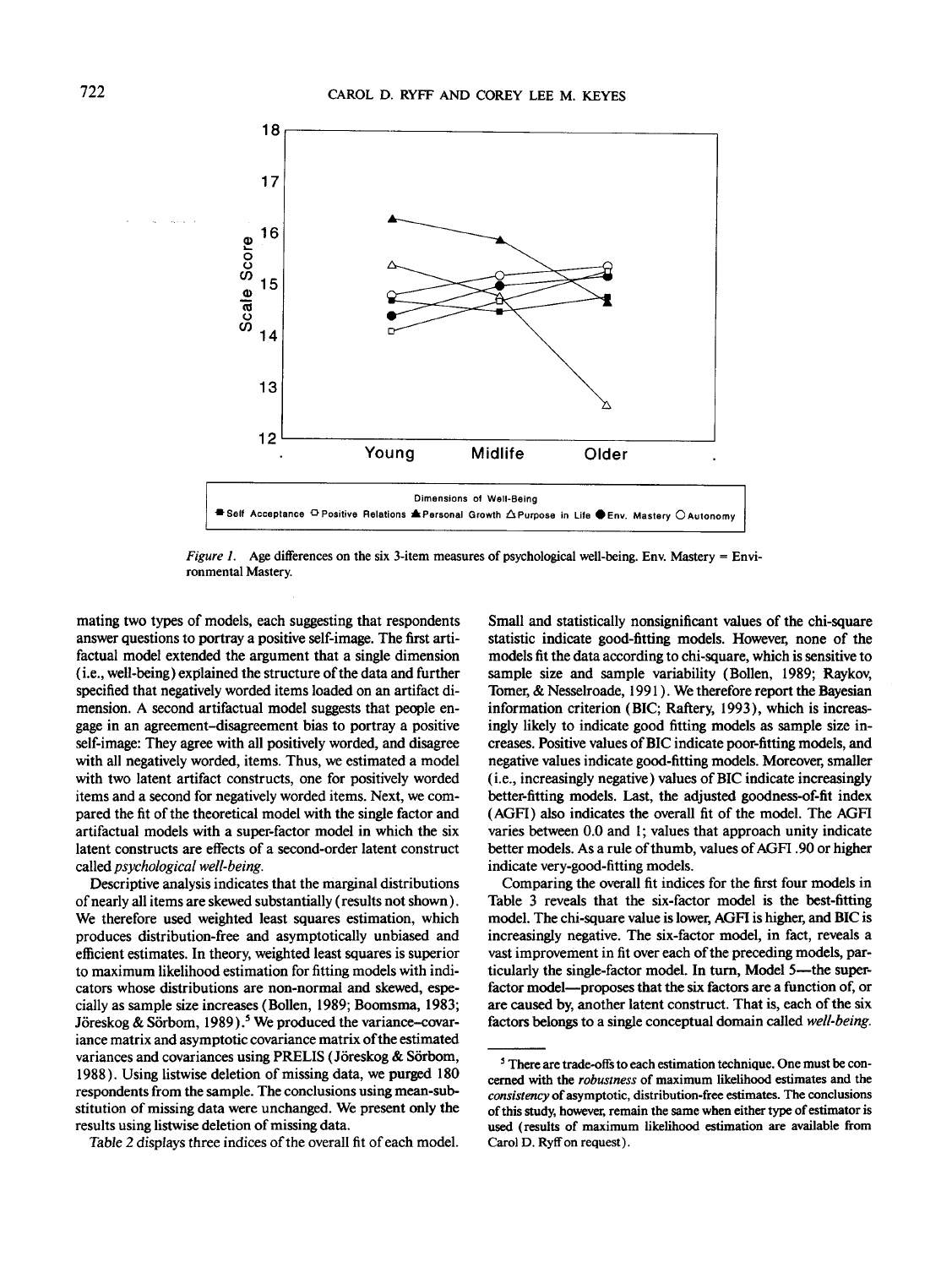*Figure 1.* Age differences on the six 3-item measures of psychological well-being. Env. Mastery = Environmental Mastery.

mating two types of models, each suggesting that respondents answer questions to portray a positive self-image. The first artifactual model extended the argument that a single dimension (i.e., well-being) explained the structure of the data and further specified that negatively worded items loaded on an artifact dimension. A second artifactual model suggests that people engage in an agreement–disagreement bias to portray a positive self-image: They agree with all positively worded, and disagree with all negatively worded, items. Thus, we estimated a model with two latent artifact constructs, one for positively worded items and a second for negatively worded items. Next, we compared the fit of the theoretical model with the single factor and artifactual models with a super-factor model in which the six latent constructs are effects of a second-order latent construct called *psychological well-being.*

Descriptive analysis indicates that the marginal distributions of nearly all items are skewed substantially (results not shown). We therefore used weighted least squares estimation, which produces distribution-free and asymptotically unbiased and efficient estimates. In theory, weighted least squares is superior to maximum likelihood estimation for fitting models with indicators whose distributions are non-normal and skewed, especially as sample size increases (Bollen, 1989; Boomsma, 1983; Jöreskog & Sörbom, 1989).[5] We produced the variance–covariance matrix and asymptotic covariance matrix of the estimated variances and covariances using PRELIS (Jöreskog & Sörbom, 1988). Using listwise deletion of missing data, we purged 180 respondents from the sample. The conclusions using mean-substitution of missing data were unchanged. We present only the results using listwise deletion of missing data.

Table 2 displays three indices of the overall fit of each model. Small and statistically nonsignificant values of the chi-square statistic indicate good-fitting models. However, none of the models fit the data according to chi-square, which is sensitive to sample size and sample variability (Bollen, 1989; Raykov, Tomer, & Nesselroade, 1991). We therefore report the Bayesian information criterion (BIC; Raftery, 1993), which is increasingly likely to indicate good fitting models as sample size increases. Positive values of BIC indicate poor-fitting models, and negative values indicate good-fitting models. Moreover, smaller (i.e., increasingly negative) values of BIC indicate increasingly better-fitting models. Last, the adjusted goodness-of-fit index (AGFI) also indicates the overall fit of the model. The AGFI varies between 0.0 and 1; values that approach unity indicate better models. As a rule of thumb, values of AGFI .90 or higher indicate very-good-fitting models.

Comparing the overall fit indices for the first four models in Table 3 reveals that the six-factor model is the best-fitting model. The chi-square value is lower, AGFI is higher, and BIC is increasingly negative. The six-factor model, in fact, reveals a vast improvement in fit over each of the preceding models, particularly the single-factor model. In turn, Model 5—the super-factor model—proposes that the six factors are a function of, or are caused by, another latent construct. That is, each of the six factors belongs to a single conceptual domain called *well-being.*

[5] There are trade-offs to each estimation technique. One must be concerned with the *robustness* of maximum likelihood estimates and the *consistency* of asymptotic, distribution-free estimates. The conclusions of this study, however, remain the same when either type of estimator is used (results of maximum likelihood estimation are available from Carol D. Ryff on request).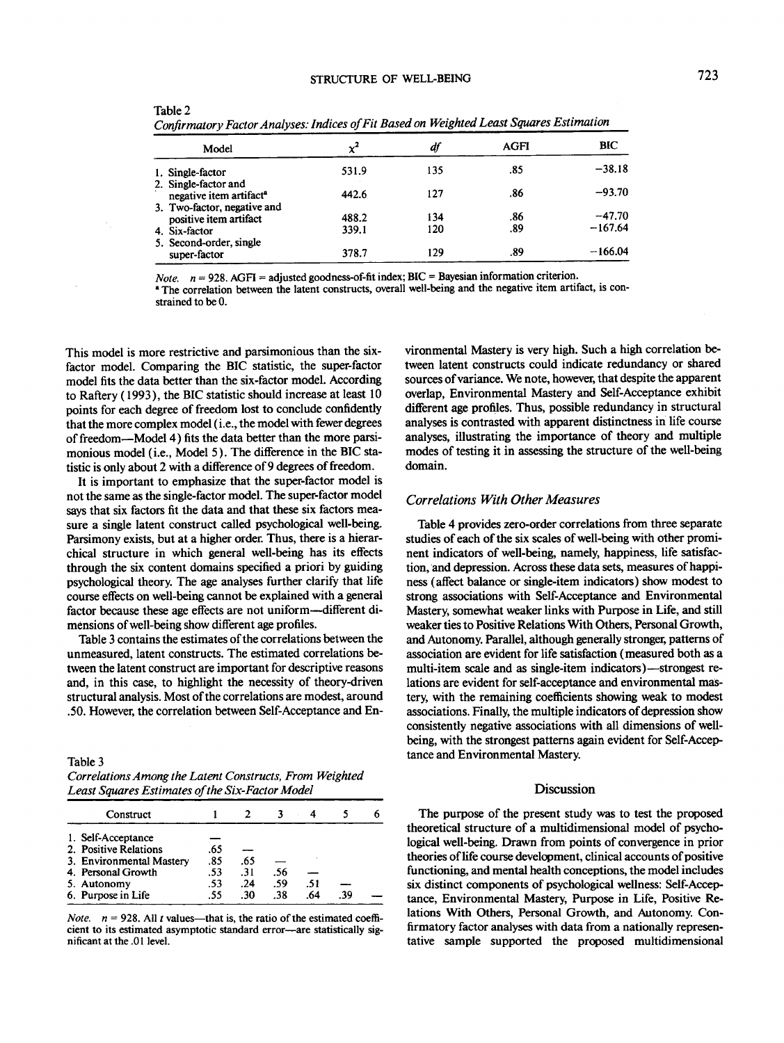Table 2
*Confirmatory Factor Analyses: Indices of Fit Based on Weighted Least Squares Estimation*

| Model | $\chi^2$ | *df* | AGFI | BIC |
|---|---|---|---|---|
| 1. Single-factor | 531.9 | 135 | .85 | −38.18 |
| 2. Single-factor and negative item artifact[a] | 442.6 | 127 | .86 | −93.70 |
| 3. Two-factor, negative and positive item artifact | 488.2 | 134 | .86 | −47.70 |
| 4. Six-factor | 339.1 | 120 | .89 | −167.64 |
| 5. Second-order, single super-factor | 378.7 | 129 | .89 | −166.04 |

*Note.* $n = 928$. AGFI = adjusted goodness-of-fit index; BIC = Bayesian information criterion.
[a] The correlation between the latent constructs, overall well-being and the negative item artifact, is constrained to be 0.

This model is more restrictive and parsimonious than the six-factor model. Comparing the BIC statistic, the super-factor model fits the data better than the six-factor model. According to Raftery (1993), the BIC statistic should increase at least 10 points for each degree of freedom lost to conclude confidently that the more complex model (i.e., the model with fewer degrees of freedom—Model 4) fits the data better than the more parsimonious model (i.e., Model 5). The difference in the BIC statistic is only about 2 with a difference of 9 degrees of freedom.

It is important to emphasize that the super-factor model is not the same as the single-factor model. The super-factor model says that six factors fit the data and that these six factors measure a single latent construct called psychological well-being. Parsimony exists, but at a higher order. Thus, there is a hierarchical structure in which general well-being has its effects through the six content domains specified a priori by guiding psychological theory. The age analyses further clarify that life course effects on well-being cannot be explained with a general factor because these age effects are not uniform—different dimensions of well-being show different age profiles.

Table 3 contains the estimates of the correlations between the unmeasured, latent constructs. The estimated correlations between the latent construct are important for descriptive reasons and, in this case, to highlight the necessity of theory-driven structural analysis. Most of the correlations are modest, around .50. However, the correlation between Self-Acceptance and Environmental Mastery is very high. Such a high correlation between latent constructs could indicate redundancy or shared sources of variance. We note, however, that despite the apparent overlap, Environmental Mastery and Self-Acceptance exhibit different age profiles. Thus, possible redundancy in structural analyses is contrasted with apparent distinctness in life course analyses, illustrating the importance of theory and multiple modes of testing it in assessing the structure of the well-being domain.

Table 3
*Correlations Among the Latent Constructs, From Weighted Least Squares Estimates of the Six-Factor Model*

| Construct | 1 | 2 | 3 | 4 | 5 | 6 |
|---|---|---|---|---|---|---|
| 1. Self-Acceptance | — | | | | | |
| 2. Positive Relations | .65 | — | | | | |
| 3. Environmental Mastery | .85 | .65 | — | | | |
| 4. Personal Growth | .53 | .31 | .56 | — | | |
| 5. Autonomy | .53 | .24 | .59 | .51 | — | |
| 6. Purpose in Life | .55 | .30 | .38 | .64 | .39 | — |

*Note.* $n = 928$. All *t* values—that is, the ratio of the estimated coefficient to its estimated asymptotic standard error—are statistically significant at the .01 level.

### Correlations With Other Measures

Table 4 provides zero-order correlations from three separate studies of each of the six scales of well-being with other prominent indicators of well-being, namely, happiness, life satisfaction, and depression. Across these data sets, measures of happiness (affect balance or single-item indicators) show modest to strong associations with Self-Acceptance and Environmental Mastery, somewhat weaker links with Purpose in Life, and still weaker ties to Positive Relations With Others, Personal Growth, and Autonomy. Parallel, although generally stronger, patterns of association are evident for life satisfaction (measured both as a multi-item scale and as single-item indicators)—strongest relations are evident for self-acceptance and environmental mastery, with the remaining coefficients showing weak to modest associations. Finally, the multiple indicators of depression show consistently negative associations with all dimensions of well-being, with the strongest patterns again evident for Self-Acceptance and Environmental Mastery.

## Discussion

The purpose of the present study was to test the proposed theoretical structure of a multidimensional model of psychological well-being. Drawn from points of convergence in prior theories of life course development, clinical accounts of positive functioning, and mental health conceptions, the model includes six distinct components of psychological wellness: Self-Acceptance, Environmental Mastery, Purpose in Life, Positive Relations With Others, Personal Growth, and Autonomy. Confirmatory factor analyses with data from a nationally representative sample supported the proposed multidimensional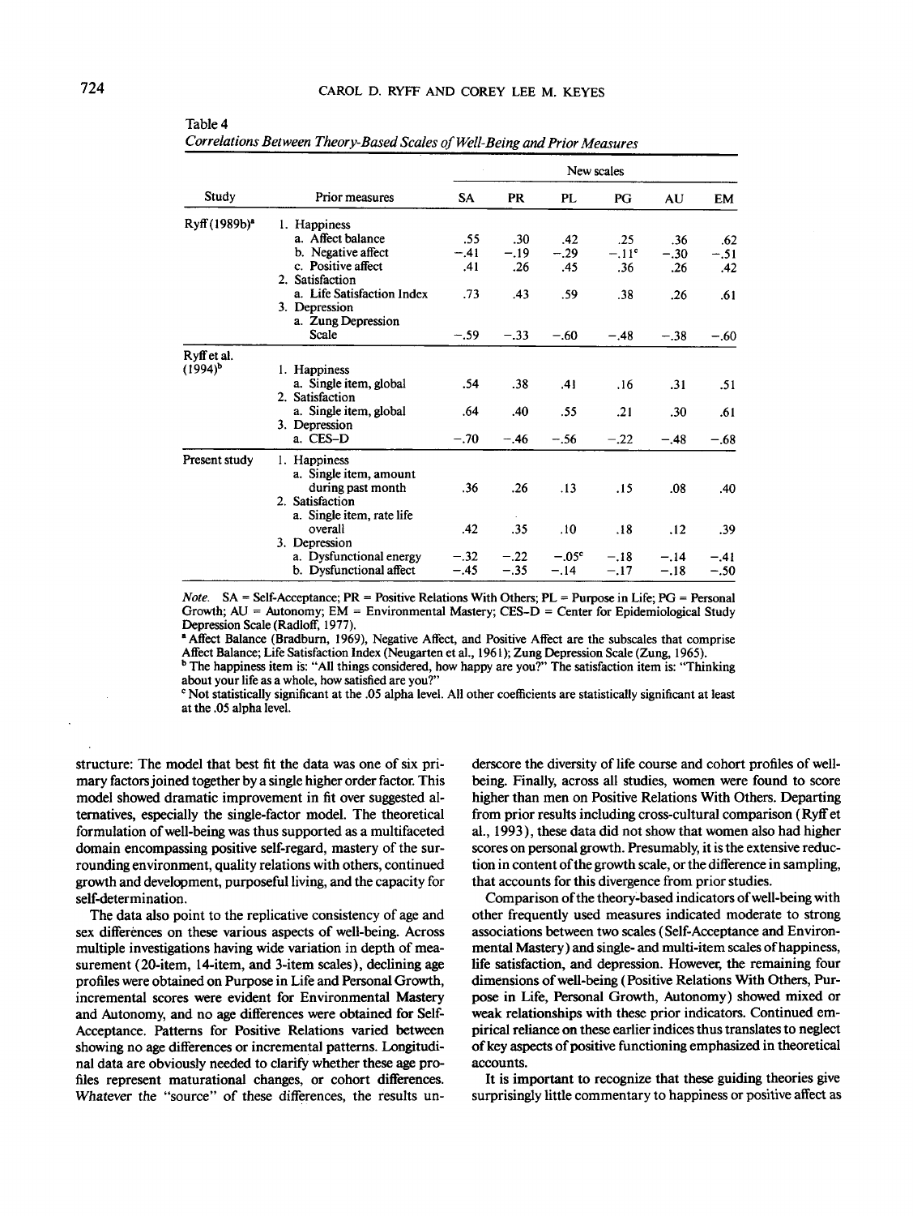Table 4
*Correlations Between Theory-Based Scales of Well-Being and Prior Measures*

| | | New scales | | | | | |
|---|---|---|---|---|---|---|---|
| Study | Prior measures | SA | PR | PL | PG | AU | EM |
| Ryff (1989b)[a] | 1. Happiness | | | | | | |
| | a. Affect balance | .55 | .30 | .42 | .25 | .36 | .62 |
| | b. Negative affect | −.41 | −.19 | −.29 | −.11[c] | −.30 | −.51 |
| | c. Positive affect | .41 | .26 | .45 | .36 | .26 | .42 |
| | 2. Satisfaction | | | | | | |
| | a. Life Satisfaction Index | .73 | .43 | .59 | .38 | .26 | .61 |
| | 3. Depression | | | | | | |
| | a. Zung Depression Scale | −.59 | −.33 | −.60 | −.48 | −.38 | −.60 |
| Ryff et al. (1994)[b] | 1. Happiness | | | | | | |
| | a. Single item, global | .54 | .38 | .41 | .16 | .31 | .51 |
| | 2. Satisfaction | | | | | | |
| | a. Single item, global | .64 | .40 | .55 | .21 | .30 | .61 |
| | 3. Depression | | | | | | |
| | a. CES–D | −.70 | −.46 | −.56 | −.22 | −.48 | −.68 |
| Present study | 1. Happiness | | | | | | |
| | a. Single item, amount during past month | .36 | .26 | .13 | .15 | .08 | .40 |
| | 2. Satisfaction | | | | | | |
| | a. Single item, rate life overall | .42 | .35 | .10 | .18 | .12 | .39 |
| | 3. Depression | | | | | | |
| | a. Dysfunctional energy | −.32 | −.22 | −.05[c] | −.18 | −.14 | −.41 |
| | b. Dysfunctional affect | −.45 | −.35 | −.14 | −.17 | −.18 | −.50 |

*Note.* SA = Self-Acceptance; PR = Positive Relations With Others; PL = Purpose in Life; PG = Personal Growth; AU = Autonomy; EM = Environmental Mastery; CES–D = Center for Epidemiological Study Depression Scale (Radloff, 1977).
[a] Affect Balance (Bradburn, 1969), Negative Affect, and Positive Affect are the subscales that comprise Affect Balance; Life Satisfaction Index (Neugarten et al., 1961); Zung Depression Scale (Zung, 1965).
[b] The happiness item is: "All things considered, how happy are you?" The satisfaction item is: "Thinking about your life as a whole, how satisfied are you?"
[c] Not statistically significant at the .05 alpha level. All other coefficients are statistically significant at least at the .05 alpha level.

structure: The model that best fit the data was one of six primary factors joined together by a single higher order factor. This model showed dramatic improvement in fit over suggested alternatives, especially the single-factor model. The theoretical formulation of well-being was thus supported as a multifaceted domain encompassing positive self-regard, mastery of the surrounding environment, quality relations with others, continued growth and development, purposeful living, and the capacity for self-determination.

The data also point to the replicative consistency of age and sex differences on these various aspects of well-being. Across multiple investigations having wide variation in depth of measurement (20-item, 14-item, and 3-item scales), declining age profiles were obtained on Purpose in Life and Personal Growth, incremental scores were evident for Environmental Mastery and Autonomy, and no age differences were obtained for Self-Acceptance. Patterns for Positive Relations varied between showing no age differences or incremental patterns. Longitudinal data are obviously needed to clarify whether these age profiles represent maturational changes, or cohort differences. Whatever the "source" of these differences, the results underscore the diversity of life course and cohort profiles of well-being. Finally, across all studies, women were found to score higher than men on Positive Relations With Others. Departing from prior results including cross-cultural comparison (Ryff et al., 1993), these data did not show that women also had higher scores on personal growth. Presumably, it is the extensive reduction in content of the growth scale, or the difference in sampling, that accounts for this divergence from prior studies.

Comparison of the theory-based indicators of well-being with other frequently used measures indicated moderate to strong associations between two scales (Self-Acceptance and Environmental Mastery) and single- and multi-item scales of happiness, life satisfaction, and depression. However, the remaining four dimensions of well-being (Positive Relations With Others, Purpose in Life, Personal Growth, Autonomy) showed mixed or weak relationships with these prior indicators. Continued empirical reliance on these earlier indices thus translates to neglect of key aspects of positive functioning emphasized in theoretical accounts.

It is important to recognize that these guiding theories give surprisingly little commentary to happiness or positive affect as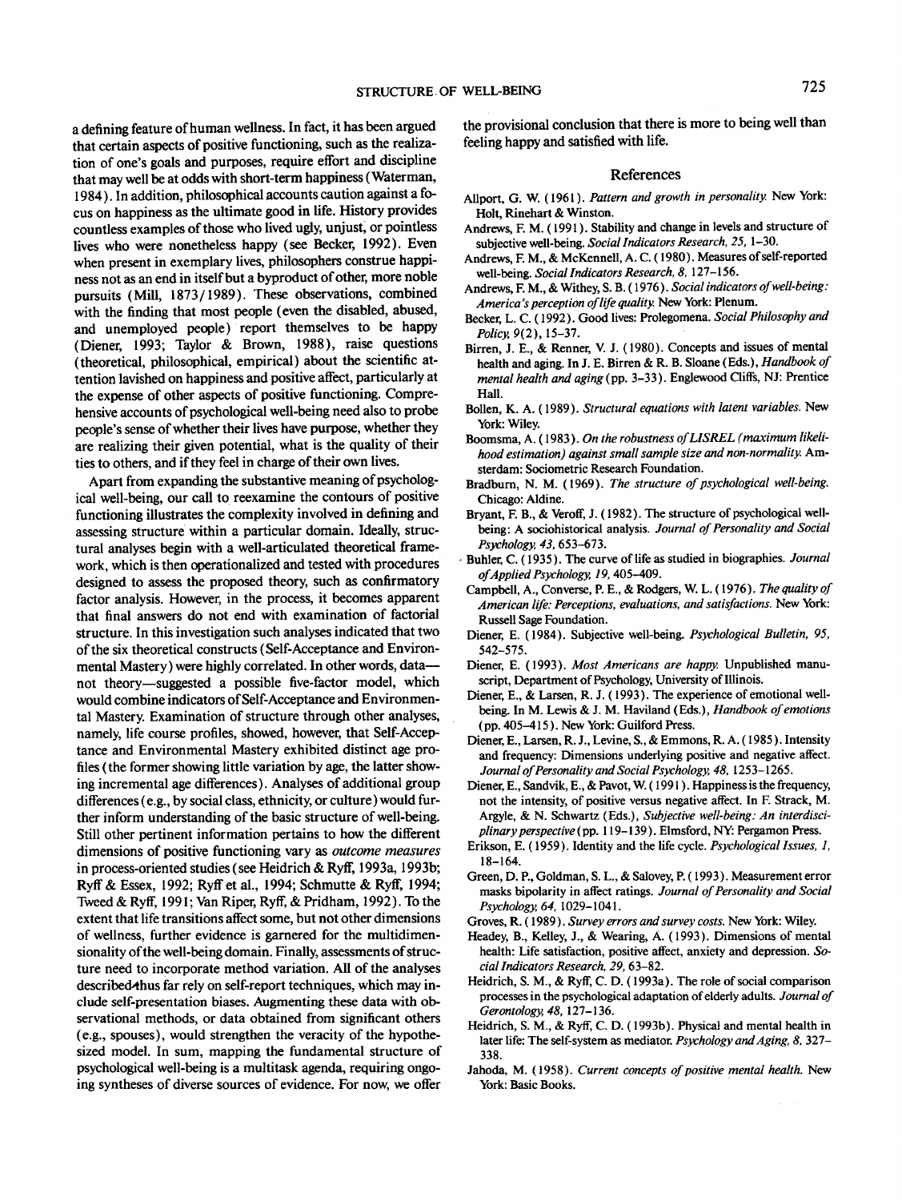a defining feature of human wellness. In fact, it has been argued that certain aspects of positive functioning, such as the realization of one's goals and purposes, require effort and discipline that may well be at odds with short-term happiness (Waterman, 1984). In addition, philosophical accounts caution against a focus on happiness as the ultimate good in life. History provides countless examples of those who lived ugly, unjust, or pointless lives who were nonetheless happy (see Becker, 1992). Even when present in exemplary lives, philosophers construe happiness not as an end in itself but a byproduct of other, more noble pursuits (Mill, 1873/1989). These observations, combined with the finding that most people (even the disabled, abused, and unemployed people) report themselves to be happy (Diener, 1993; Taylor & Brown, 1988), raise questions (theoretical, philosophical, empirical) about the scientific attention lavished on happiness and positive affect, particularly at the expense of other aspects of positive functioning. Comprehensive accounts of psychological well-being need also to probe people's sense of whether their lives have purpose, whether they are realizing their given potential, what is the quality of their ties to others, and if they feel in charge of their own lives.

Apart from expanding the substantive meaning of psychological well-being, our call to reexamine the contours of positive functioning illustrates the complexity involved in defining and assessing structure within a particular domain. Ideally, structural analyses begin with a well-articulated theoretical framework, which is then operationalized and tested with procedures designed to assess the proposed theory, such as confirmatory factor analysis. However, in the process, it becomes apparent that final answers do not end with examination of factorial structure. In this investigation such analyses indicated that two of the six theoretical constructs (Self-Acceptance and Environmental Mastery) were highly correlated. In other words, data—not theory—suggested a possible five-factor model, which would combine indicators of Self-Acceptance and Environmental Mastery. Examination of structure through other analyses, namely, life course profiles, showed, however, that Self-Acceptance and Environmental Mastery exhibited distinct age profiles (the former showing little variation by age, the latter showing incremental age differences). Analyses of additional group differences (e.g., by social class, ethnicity, or culture) would further inform understanding of the basic structure of well-being. Still other pertinent information pertains to how the different dimensions of positive functioning vary as *outcome measures* in process-oriented studies (see Heidrich & Ryff, 1993a, 1993b; Ryff & Essex, 1992; Ryff et al., 1994; Schmutte & Ryff, 1994; Tweed & Ryff, 1991; Van Riper, Ryff, & Pridham, 1992). To the extent that life transitions affect some, but not other dimensions of wellness, further evidence is garnered for the multidimensionality of the well-being domain. Finally, assessments of structure need to incorporate method variation. All of the analyses described thus far rely on self-report techniques, which may include self-presentation biases. Augmenting these data with observational methods, or data obtained from significant others (e.g., spouses), would strengthen the veracity of the hypothesized model. In sum, mapping the fundamental structure of psychological well-being is a multitask agenda, requiring ongoing syntheses of diverse sources of evidence. For now, we offer the provisional conclusion that there is more to being well than feeling happy and satisfied with life.

## References

Allport, G. W. (1961). *Pattern and growth in personality.* New York: Holt, Rinehart & Winston.

Andrews, F. M. (1991). Stability and change in levels and structure of subjective well-being. *Social Indicators Research, 25,* 1–30.

Andrews, F. M., & McKennell, A. C. (1980). Measures of self-reported well-being. *Social Indicators Research, 8,* 127–156.

Andrews, F. M., & Withey, S. B. (1976). *Social indicators of well-being: America's perception of life quality.* New York: Plenum.

Becker, L. C. (1992). Good lives: Prolegomena. *Social Philosophy and Policy, 9*(2), 15–37.

Birren, J. E., & Renner, V. J. (1980). Concepts and issues of mental health and aging. In J. E. Birren & R. B. Sloane (Eds.), *Handbook of mental health and aging* (pp. 3–33). Englewood Cliffs, NJ: Prentice Hall.

Bollen, K. A. (1989). *Structural equations with latent variables.* New York: Wiley.

Boomsma, A. (1983). *On the robustness of LISREL (maximum likelihood estimation) against small sample size and non-normality.* Amsterdam: Sociometric Research Foundation.

Bradburn, N. M. (1969). *The structure of psychological well-being.* Chicago: Aldine.

Bryant, F. B., & Veroff, J. (1982). The structure of psychological well-being: A sociohistorical analysis. *Journal of Personality and Social Psychology, 43,* 653–673.

Buhler, C. (1935). The curve of life as studied in biographies. *Journal of Applied Psychology, 19,* 405–409.

Campbell, A., Converse, P. E., & Rodgers, W. L. (1976). *The quality of American life: Perceptions, evaluations, and satisfactions.* New York: Russell Sage Foundation.

Diener, E. (1984). Subjective well-being. *Psychological Bulletin, 95,* 542–575.

Diener, E. (1993). *Most Americans are happy.* Unpublished manuscript, Department of Psychology, University of Illinois.

Diener, E., & Larsen, R. J. (1993). The experience of emotional well-being. In M. Lewis & J. M. Haviland (Eds.), *Handbook of emotions* (pp. 405–415). New York: Guilford Press.

Diener, E., Larsen, R. J., Levine, S., & Emmons, R. A. (1985). Intensity and frequency: Dimensions underlying positive and negative affect. *Journal of Personality and Social Psychology, 48,* 1253–1265.

Diener, E., Sandvik, E., & Pavot, W. (1991). Happiness is the frequency, not the intensity, of positive versus negative affect. In F. Strack, M. Argyle, & N. Schwartz (Eds.), *Subjective well-being: An interdisciplinary perspective* (pp. 119–139). Elmsford, NY: Pergamon Press.

Erikson, E. (1959). Identity and the life cycle. *Psychological Issues, 1,* 18–164.

Green, D. P., Goldman, S. L., & Salovey, P. (1993). Measurement error masks bipolarity in affect ratings. *Journal of Personality and Social Psychology, 64,* 1029–1041.

Groves, R. (1989). *Survey errors and survey costs.* New York: Wiley.

Headey, B., Kelley, J., & Wearing, A. (1993). Dimensions of mental health: Life satisfaction, positive affect, anxiety and depression. *Social Indicators Research, 29,* 63–82.

Heidrich, S. M., & Ryff, C. D. (1993a). The role of social comparison processes in the psychological adaptation of elderly adults. *Journal of Gerontology, 48,* 127–136.

Heidrich, S. M., & Ryff, C. D. (1993b). Physical and mental health in later life: The self-system as mediator. *Psychology and Aging, 8,* 327–338.

Jahoda, M. (1958). *Current concepts of positive mental health.* New York: Basic Books.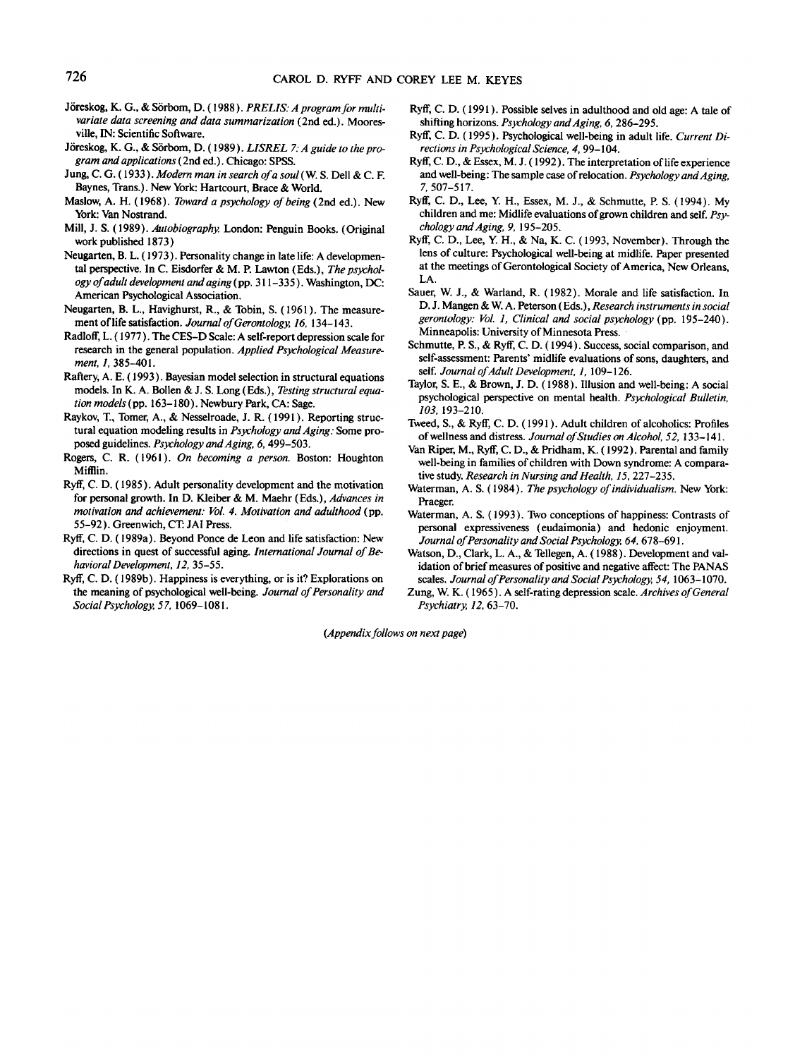Jöreskog, K. G., & Sörbom, D. (1988). *PRELIS: A program for multivariate data screening and data summarization* (2nd ed.). Mooresville, IN: Scientific Software.

Jöreskog, K. G., & Sörbom, D. (1989). *LISREL 7: A guide to the program and applications* (2nd ed.). Chicago: SPSS.

Jung, C. G. (1933). *Modern man in search of a soul* (W. S. Dell & C. F. Baynes, Trans.). New York: Hartcourt, Brace & World.

Maslow, A. H. (1968). *Toward a psychology of being* (2nd ed.). New York: Van Nostrand.

Mill, J. S. (1989). *Autobiography.* London: Penguin Books. (Original work published 1873)

Neugarten, B. L. (1973). Personality change in late life: A developmental perspective. In C. Eisdorfer & M. P. Lawton (Eds.), *The psychology of adult development and aging* (pp. 311–335). Washington, DC: American Psychological Association.

Neugarten, B. L., Havighurst, R., & Tobin, S. (1961). The measurement of life satisfaction. *Journal of Gerontology, 16,* 134–143.

Radloff, L. (1977). The CES-D Scale: A self-report depression scale for research in the general population. *Applied Psychological Measurement, 1,* 385–401.

Raftery, A. E. (1993). Bayesian model selection in structural equations models. In K. A. Bollen & J. S. Long (Eds.), *Testing structural equation models* (pp. 163–180). Newbury Park, CA: Sage.

Raykov, T., Tomer, A., & Nesselroade, J. R. (1991). Reporting structural equation modeling results in *Psychology and Aging:* Some proposed guidelines. *Psychology and Aging, 6,* 499–503.

Rogers, C. R. (1961). *On becoming a person.* Boston: Houghton Mifflin.

Ryff, C. D. (1985). Adult personality development and the motivation for personal growth. In D. Kleiber & M. Maehr (Eds.), *Advances in motivation and achievement: Vol. 4. Motivation and adulthood* (pp. 55–92). Greenwich, CT: JAI Press.

Ryff, C. D. (1989a). Beyond Ponce de Leon and life satisfaction: New directions in quest of successful aging. *International Journal of Behavioral Development, 12,* 35–55.

Ryff, C. D. (1989b). Happiness is everything, or is it? Explorations on the meaning of psychological well-being. *Journal of Personality and Social Psychology, 57,* 1069–1081.

Ryff, C. D. (1991). Possible selves in adulthood and old age: A tale of shifting horizons. *Psychology and Aging, 6,* 286–295.

Ryff, C. D. (1995). Psychological well-being in adult life. *Current Directions in Psychological Science, 4,* 99–104.

Ryff, C. D., & Essex, M. J. (1992). The interpretation of life experience and well-being: The sample case of relocation. *Psychology and Aging, 7,* 507–517.

Ryff, C. D., Lee, Y. H., Essex, M. J., & Schmutte, P. S. (1994). My children and me: Midlife evaluations of grown children and self. *Psychology and Aging, 9,* 195–205.

Ryff, C. D., Lee, Y. H., & Na, K. C. (1993, November). Through the lens of culture: Psychological well-being at midlife. Paper presented at the meetings of Gerontological Society of America, New Orleans, LA.

Sauer, W. J., & Warland, R. (1982). Morale and life satisfaction. In D. J. Mangen & W. A. Peterson (Eds.), *Research instruments in social gerontology: Vol. 1, Clinical and social psychology* (pp. 195–240). Minneapolis: University of Minnesota Press.

Schmutte, P. S., & Ryff, C. D. (1994). Success, social comparison, and self-assessment: Parents' midlife evaluations of sons, daughters, and self. *Journal of Adult Development, 1,* 109–126.

Taylor, S. E., & Brown, J. D. (1988). Illusion and well-being: A social psychological perspective on mental health. *Psychological Bulletin, 103,* 193–210.

Tweed, S., & Ryff, C. D. (1991). Adult children of alcoholics: Profiles of wellness and distress. *Journal of Studies on Alcohol, 52,* 133–141.

Van Riper, M., Ryff, C. D., & Pridham, K. (1992). Parental and family well-being in families of children with Down syndrome: A comparative study. *Research in Nursing and Health, 15,* 227–235.

Waterman, A. S. (1984). *The psychology of individualism.* New York: Praeger.

Waterman, A. S. (1993). Two conceptions of happiness: Contrasts of personal expressiveness (eudaimonia) and hedonic enjoyment. *Journal of Personality and Social Psychology, 64,* 678–691.

Watson, D., Clark, L. A., & Tellegen, A. (1988). Development and validation of brief measures of positive and negative affect: The PANAS scales. *Journal of Personality and Social Psychology, 54,* 1063–1070.

Zung, W. K. (1965). A self-rating depression scale. *Archives of General Psychiatry, 12,* 63–70.

*(Appendix follows on next page)*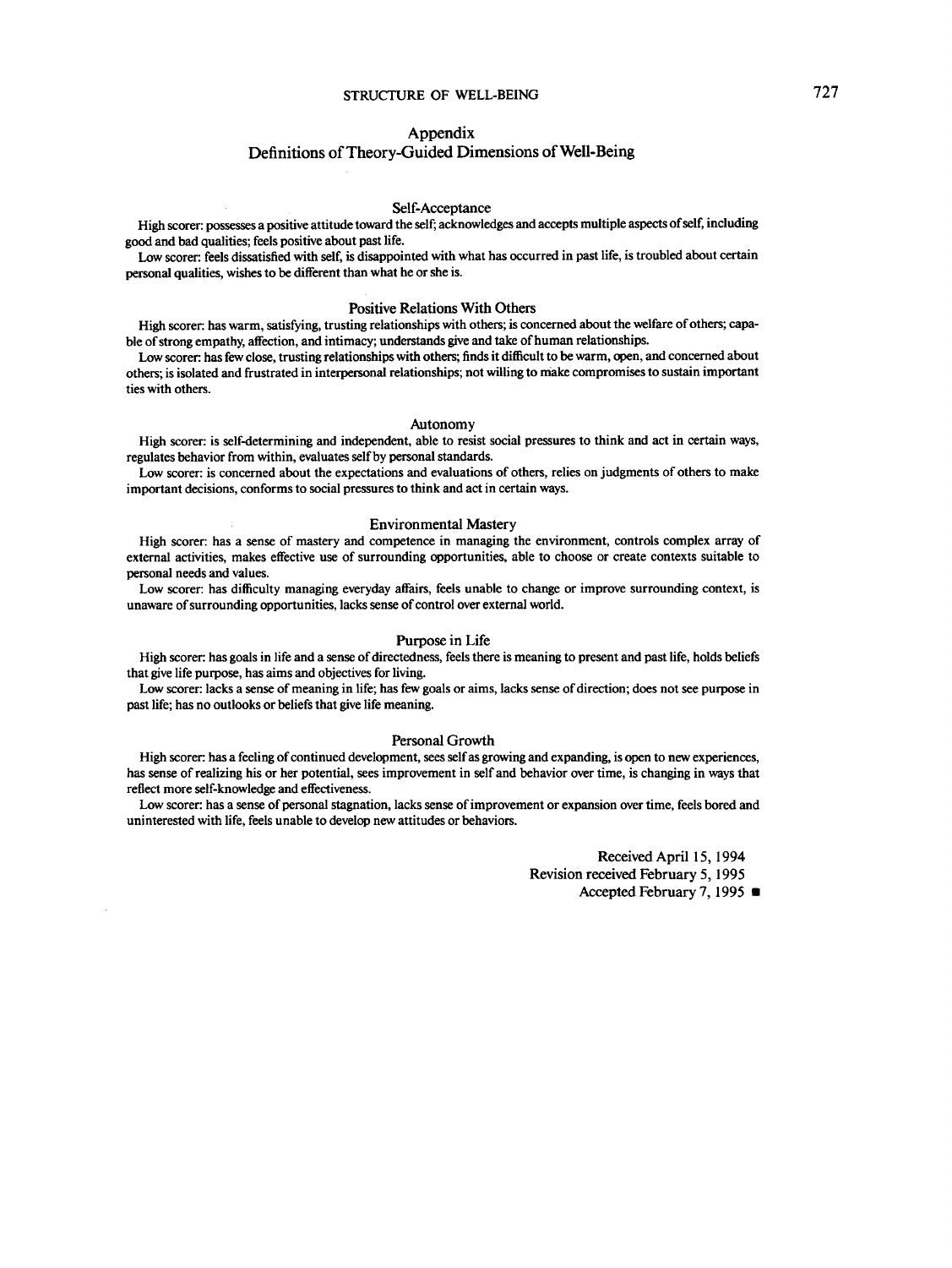## Appendix

## Definitions of Theory-Guided Dimensions of Well-Being

### Self-Acceptance

High scorer: possesses a positive attitude toward the self; acknowledges and accepts multiple aspects of self, including good and bad qualities; feels positive about past life.

Low scorer: feels dissatisfied with self, is disappointed with what has occurred in past life, is troubled about certain personal qualities, wishes to be different than what he or she is.

### Positive Relations With Others

High scorer: has warm, satisfying, trusting relationships with others; is concerned about the welfare of others; capable of strong empathy, affection, and intimacy; understands give and take of human relationships.

Low scorer: has few close, trusting relationships with others; finds it difficult to be warm, open, and concerned about others; is isolated and frustrated in interpersonal relationships; not willing to make compromises to sustain important ties with others.

### Autonomy

High scorer: is self-determining and independent, able to resist social pressures to think and act in certain ways, regulates behavior from within, evaluates self by personal standards.

Low scorer: is concerned about the expectations and evaluations of others, relies on judgments of others to make important decisions, conforms to social pressures to think and act in certain ways.

### Environmental Mastery

High scorer: has a sense of mastery and competence in managing the environment, controls complex array of external activities, makes effective use of surrounding opportunities, able to choose or create contexts suitable to personal needs and values.

Low scorer: has difficulty managing everyday affairs, feels unable to change or improve surrounding context, is unaware of surrounding opportunities, lacks sense of control over external world.

### Purpose in Life

High scorer: has goals in life and a sense of directedness, feels there is meaning to present and past life, holds beliefs that give life purpose, has aims and objectives for living.

Low scorer: lacks a sense of meaning in life; has few goals or aims, lacks sense of direction; does not see purpose in past life; has no outlooks or beliefs that give life meaning.

### Personal Growth

High scorer: has a feeling of continued development, sees self as growing and expanding, is open to new experiences, has sense of realizing his or her potential, sees improvement in self and behavior over time, is changing in ways that reflect more self-knowledge and effectiveness.

Low scorer: has a sense of personal stagnation, lacks sense of improvement or expansion over time, feels bored and uninterested with life, feels unable to develop new attitudes or behaviors.

Received April 15, 1994
Revision received February 5, 1995
Accepted February 7, 1995 ■